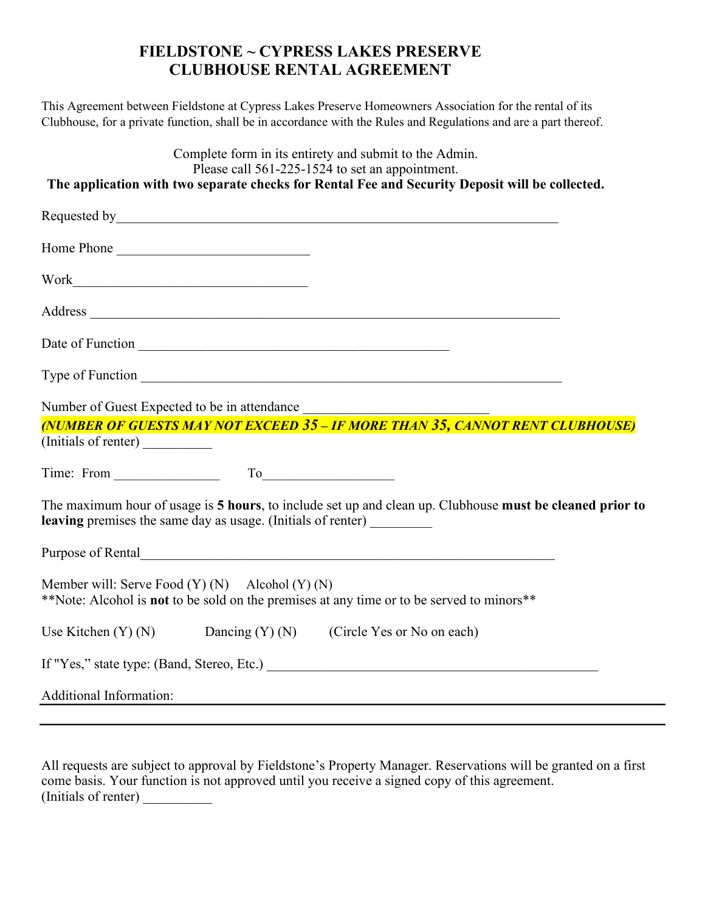# FIELDSTONE ~ CYPRESS LAKES PRESERVE
# CLUBHOUSE RENTAL AGREEMENT

This Agreement between Fieldstone at Cypress Lakes Preserve Homeowners Association for the rental of its Clubhouse, for a private function, shall be in accordance with the Rules and Regulations and are a part thereof.

Complete form in its entirety and submit to the Admin.
Please call 561-225-1524 to set an appointment.
**The application with two separate checks for Rental Fee and Security Deposit will be collected.**

Requested by_______________________________________________________________

Home Phone ____________________________

Work__________________________________

Address _______________________________________________________________

Date of Function _____________________________________________

Type of Function _____________________________________________________________

Number of Guest Expected to be in attendance ___________________________
***(NUMBER OF GUESTS MAY NOT EXCEED 35 – IF MORE THAN 35, CANNOT RENT CLUBHOUSE)***
(Initials of renter) __________

Time: From _______________ To___________________

The maximum hour of usage is **5 hours**, to include set up and clean up. Clubhouse **must be cleaned prior to leaving** premises the same day as usage. (Initials of renter) _________

Purpose of Rental_____________________________________________________________

Member will: Serve Food (Y) (N) Alcohol (Y) (N)
**Note: Alcohol is **not** to be sold on the premises at any time or to be served to minors**

Use Kitchen (Y) (N) Dancing (Y) (N) (Circle Yes or No on each)

If "Yes," state type: (Band, Stereo, Etc.) ________________________________________________

Additional Information: ______________________________________________________________

_____________________________________________________________________________

All requests are subject to approval by Fieldstone's Property Manager. Reservations will be granted on a first come basis. Your function is not approved until you receive a signed copy of this agreement.
(Initials of renter) __________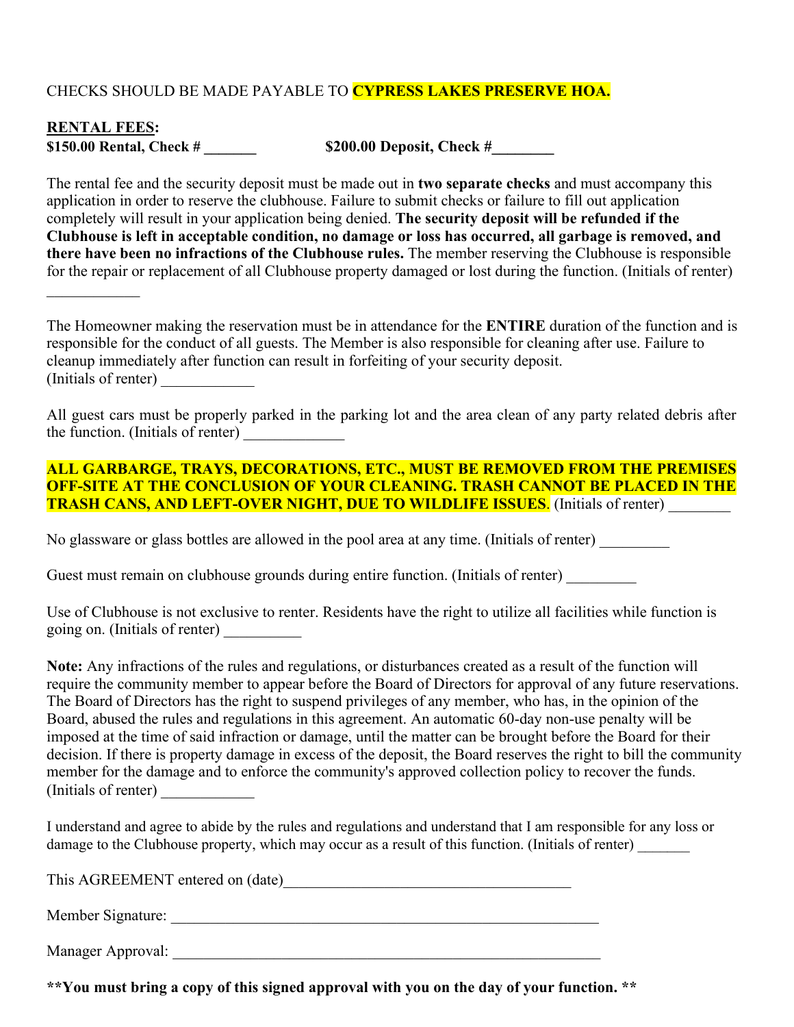CHECKS SHOULD BE MADE PAYABLE TO **CYPRESS LAKES PRESERVE HOA.**

**RENTAL FEES:**

**$150.00 Rental, Check # _______** **$200.00 Deposit, Check #________**

The rental fee and the security deposit must be made out in **two separate checks** and must accompany this application in order to reserve the clubhouse. Failure to submit checks or failure to fill out application completely will result in your application being denied. **The security deposit will be refunded if the Clubhouse is left in acceptable condition, no damage or loss has occurred, all garbage is removed, and there have been no infractions of the Clubhouse rules.** The member reserving the Clubhouse is responsible for the repair or replacement of all Clubhouse property damaged or lost during the function. (Initials of renter) ____________

The Homeowner making the reservation must be in attendance for the **ENTIRE** duration of the function and is responsible for the conduct of all guests. The Member is also responsible for cleaning after use. Failure to cleanup immediately after function can result in forfeiting of your security deposit.
(Initials of renter) ____________

All guest cars must be properly parked in the parking lot and the area clean of any party related debris after the function. (Initials of renter) _____________

**ALL GARBARGE, TRAYS, DECORATIONS, ETC., MUST BE REMOVED FROM THE PREMISES OFF-SITE AT THE CONCLUSION OF YOUR CLEANING. TRASH CANNOT BE PLACED IN THE TRASH CANS, AND LEFT-OVER NIGHT, DUE TO WILDLIFE ISSUES.** (Initials of renter) ________

No glassware or glass bottles are allowed in the pool area at any time. (Initials of renter) _________

Guest must remain on clubhouse grounds during entire function. (Initials of renter) _________

Use of Clubhouse is not exclusive to renter. Residents have the right to utilize all facilities while function is going on. (Initials of renter) __________

**Note:** Any infractions of the rules and regulations, or disturbances created as a result of the function will require the community member to appear before the Board of Directors for approval of any future reservations. The Board of Directors has the right to suspend privileges of any member, who has, in the opinion of the Board, abused the rules and regulations in this agreement. An automatic 60-day non-use penalty will be imposed at the time of said infraction or damage, until the matter can be brought before the Board for their decision. If there is property damage in excess of the deposit, the Board reserves the right to bill the community member for the damage and to enforce the community's approved collection policy to recover the funds. (Initials of renter) ____________

I understand and agree to abide by the rules and regulations and understand that I am responsible for any loss or damage to the Clubhouse property, which may occur as a result of this function. (Initials of renter) _______

This AGREEMENT entered on (date)_____________________________________

Member Signature: _________________________________________________________

Manager Approval: _________________________________________________________

**\*\*You must bring a copy of this signed approval with you on the day of your function. \*\***